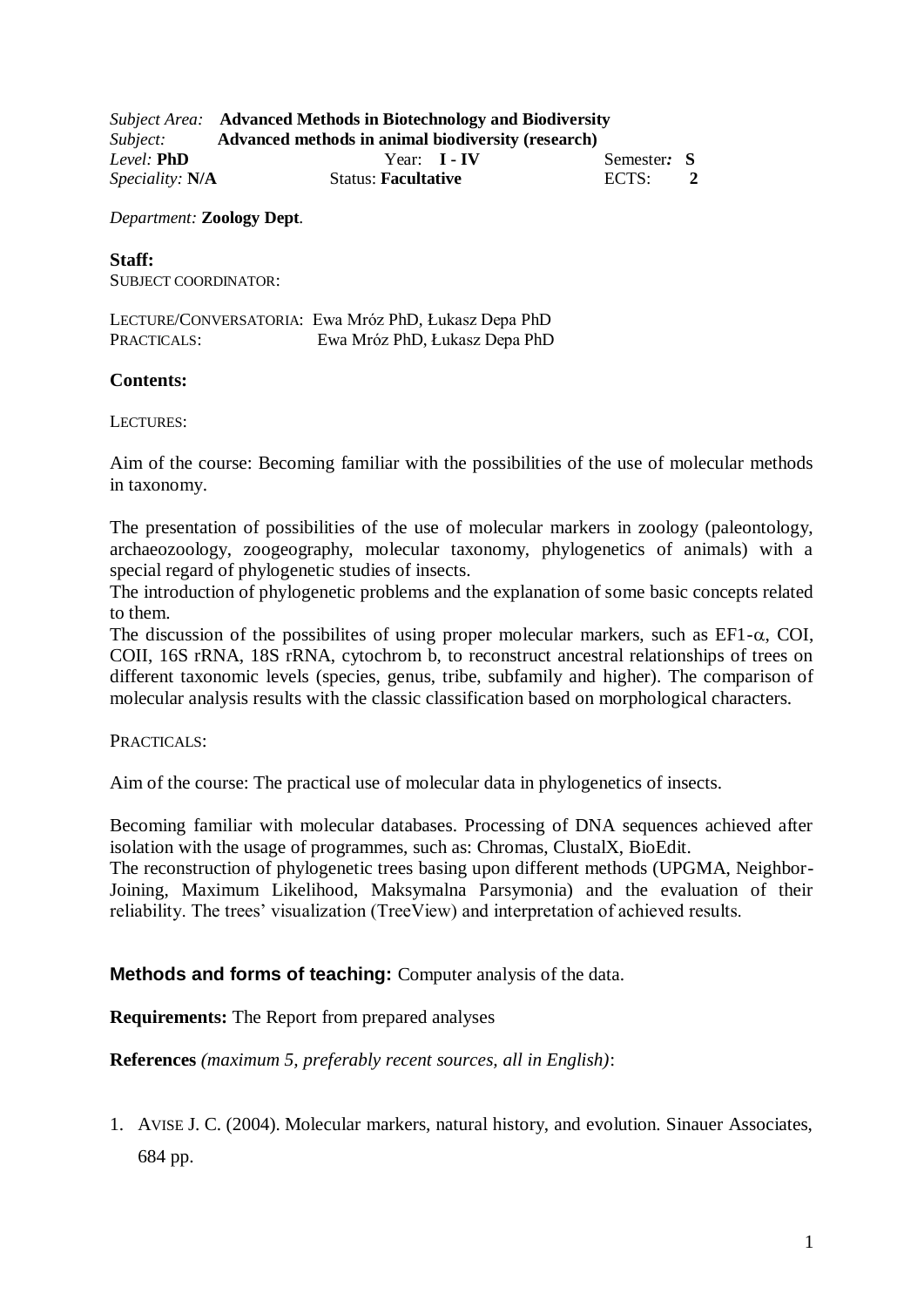*Subject Area:* **Advanced Methods in Biotechnology and Biodiversity**
*Subject:* **Advanced methods in animal biodiversity (research)**
*Level:* **PhD** Year: **I - IV** Semester*:* **S**
*Speciality:* **N/A** Status: **Facultative** ECTS: **2**

*Department:* **Zoology Dept**.

**Staff:**
SUBJECT COORDINATOR:

LECTURE/CONVERSATORIA: Ewa Mróz PhD, Łukasz Depa PhD
PRACTICALS: Ewa Mróz PhD, Łukasz Depa PhD

**Contents:**

LECTURES:

Aim of the course: Becoming familiar with the possibilities of the use of molecular methods in taxonomy.

The presentation of possibilities of the use of molecular markers in zoology (paleontology, archaeozoology, zoogeography, molecular taxonomy, phylogenetics of animals) with a special regard of phylogenetic studies of insects.
The introduction of phylogenetic problems and the explanation of some basic concepts related to them.
The discussion of the possibilites of using proper molecular markers, such as EF1-$\alpha$, COI, COII, 16S rRNA, 18S rRNA, cytochrom b, to reconstruct ancestral relationships of trees on different taxonomic levels (species, genus, tribe, subfamily and higher). The comparison of molecular analysis results with the classic classification based on morphological characters.

PRACTICALS:

Aim of the course: The practical use of molecular data in phylogenetics of insects.

Becoming familiar with molecular databases. Processing of DNA sequences achieved after isolation with the usage of programmes, such as: Chromas, ClustalX, BioEdit.
The reconstruction of phylogenetic trees basing upon different methods (UPGMA, Neighbor-Joining, Maximum Likelihood, Maksymalna Parsymonia) and the evaluation of their reliability. The trees' visualization (TreeView) and interpretation of achieved results.

**Methods and forms of teaching:** Computer analysis of the data.

**Requirements:** The Report from prepared analyses

**References** *(maximum 5, preferably recent sources, all in English)*:

1. AVISE J. C. (2004). Molecular markers, natural history, and evolution. Sinauer Associates, 684 pp.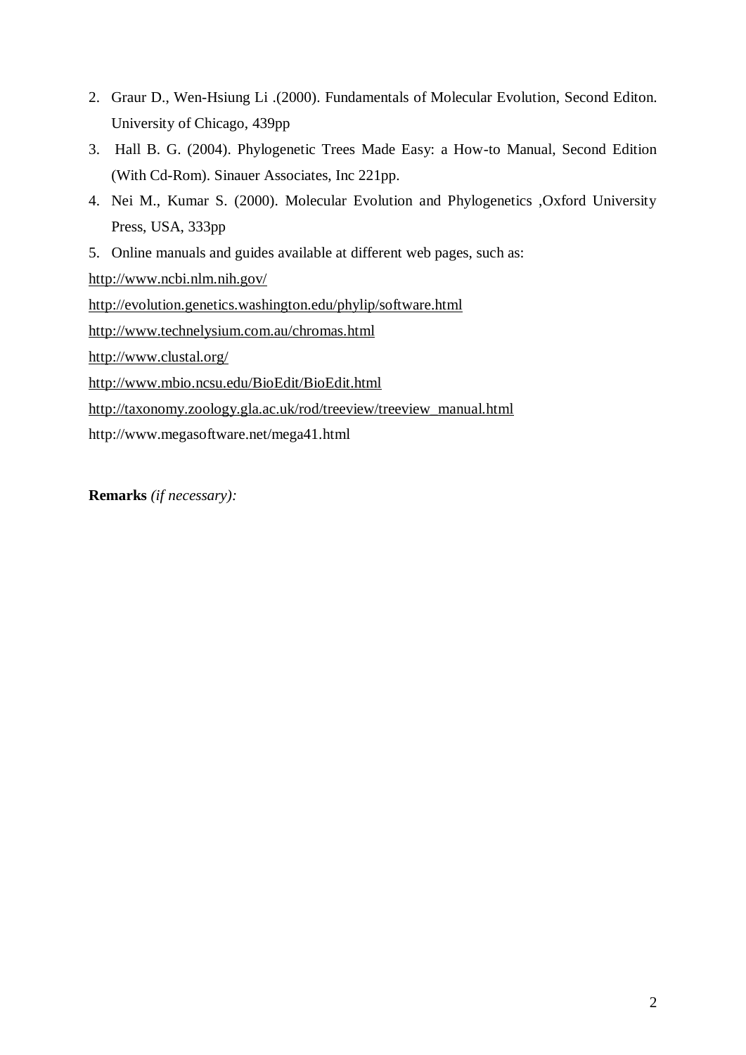2. Graur D., Wen-Hsiung Li .(2000). Fundamentals of Molecular Evolution, Second Editon. University of Chicago, 439pp
3. Hall B. G. (2004). Phylogenetic Trees Made Easy: a How-to Manual, Second Edition (With Cd-Rom). Sinauer Associates, Inc 221pp.
4. Nei M., Kumar S. (2000). Molecular Evolution and Phylogenetics ,Oxford University Press, USA, 333pp
5. Online manuals and guides available at different web pages, such as:

http://www.ncbi.nlm.nih.gov/

http://evolution.genetics.washington.edu/phylip/software.html

http://www.technelysium.com.au/chromas.html

http://www.clustal.org/

http://www.mbio.ncsu.edu/BioEdit/BioEdit.html

http://taxonomy.zoology.gla.ac.uk/rod/treeview/treeview_manual.html

http://www.megasoftware.net/mega41.html

**Remarks** *(if necessary):*